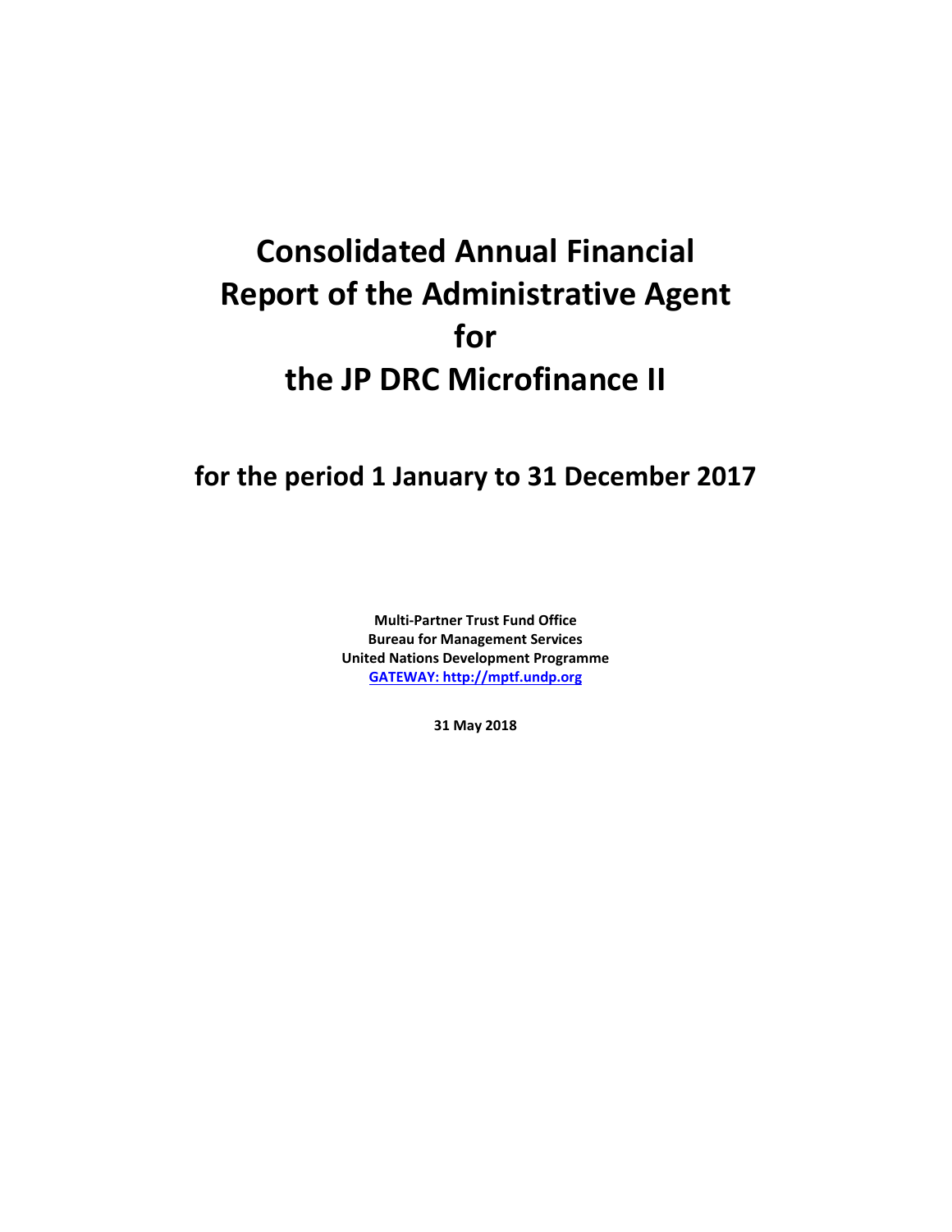# Consolidated Annual Financial Report of the Administrative Agent for the JP DRC Microfinance II

## for the period 1 January to 31 December 2017

**Multi-Partner Trust Fund Office**
**Bureau for Management Services**
**United Nations Development Programme**
**GATEWAY: http://mptf.undp.org**

**31 May 2018**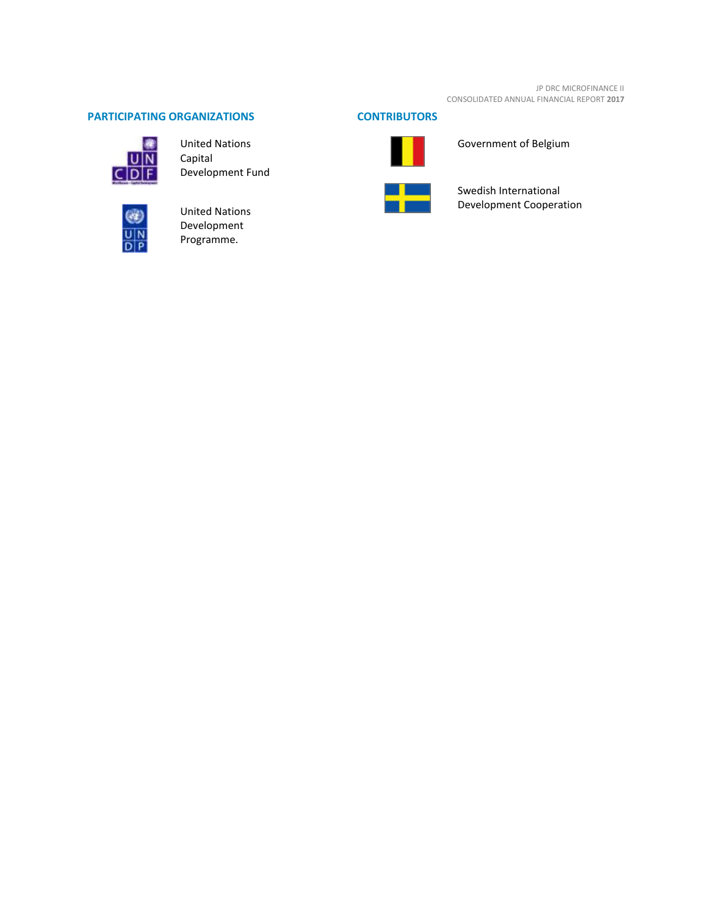## PARTICIPATING ORGANIZATIONS

United Nations Capital Development Fund

United Nations Development Programme.

## CONTRIBUTORS

Government of Belgium

Swedish International Development Cooperation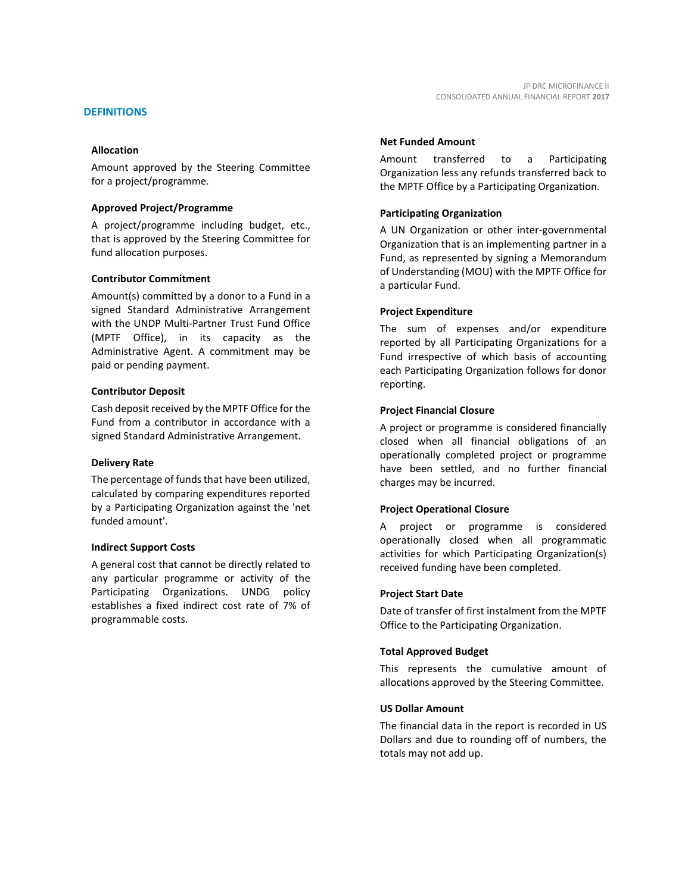## DEFINITIONS

### Allocation

Amount approved by the Steering Committee for a project/programme.

### Approved Project/Programme

A project/programme including budget, etc., that is approved by the Steering Committee for fund allocation purposes.

### Contributor Commitment

Amount(s) committed by a donor to a Fund in a signed Standard Administrative Arrangement with the UNDP Multi-Partner Trust Fund Office (MPTF Office), in its capacity as the Administrative Agent. A commitment may be paid or pending payment.

### Contributor Deposit

Cash deposit received by the MPTF Office for the Fund from a contributor in accordance with a signed Standard Administrative Arrangement.

### Delivery Rate

The percentage of funds that have been utilized, calculated by comparing expenditures reported by a Participating Organization against the 'net funded amount'.

### Indirect Support Costs

A general cost that cannot be directly related to any particular programme or activity of the Participating Organizations. UNDG policy establishes a fixed indirect cost rate of 7% of programmable costs.

### Net Funded Amount

Amount transferred to a Participating Organization less any refunds transferred back to the MPTF Office by a Participating Organization.

### Participating Organization

A UN Organization or other inter-governmental Organization that is an implementing partner in a Fund, as represented by signing a Memorandum of Understanding (MOU) with the MPTF Office for a particular Fund.

### Project Expenditure

The sum of expenses and/or expenditure reported by all Participating Organizations for a Fund irrespective of which basis of accounting each Participating Organization follows for donor reporting.

### Project Financial Closure

A project or programme is considered financially closed when all financial obligations of an operationally completed project or programme have been settled, and no further financial charges may be incurred.

### Project Operational Closure

A project or programme is considered operationally closed when all programmatic activities for which Participating Organization(s) received funding have been completed.

### Project Start Date

Date of transfer of first instalment from the MPTF Office to the Participating Organization.

### Total Approved Budget

This represents the cumulative amount of allocations approved by the Steering Committee.

### US Dollar Amount

The financial data in the report is recorded in US Dollars and due to rounding off of numbers, the totals may not add up.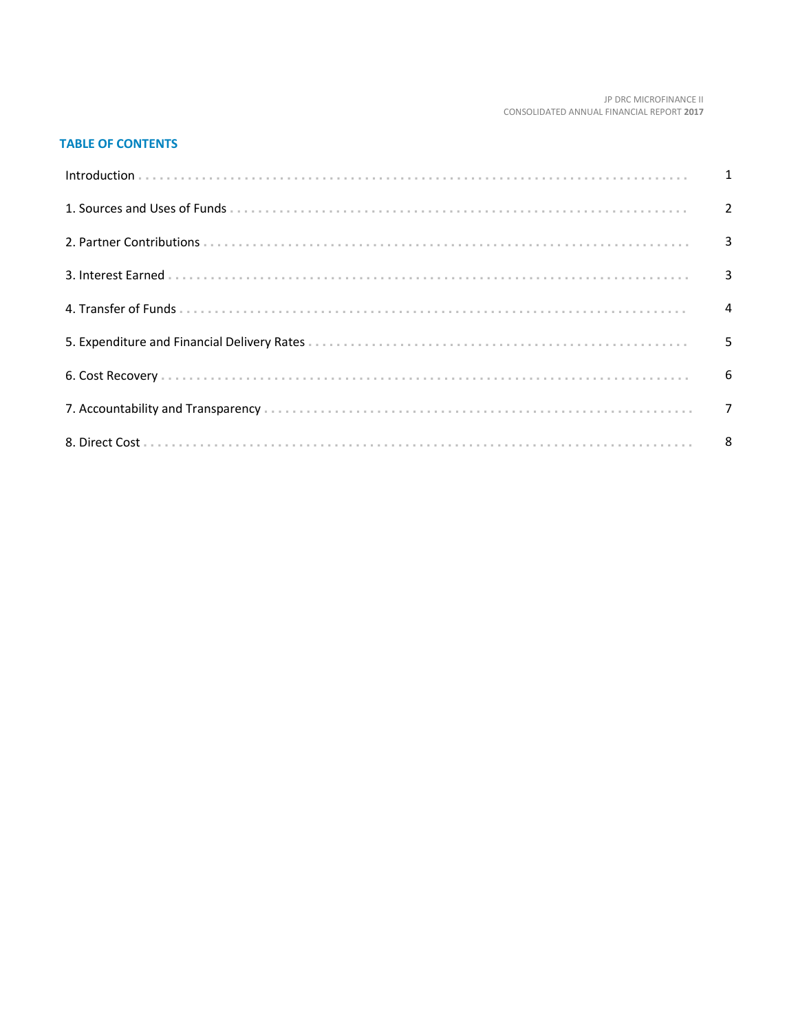## TABLE OF CONTENTS

| | |
|---|---|
| Introduction | 1 |
| 1. Sources and Uses of Funds | 2 |
| 2. Partner Contributions | 3 |
| 3. Interest Earned | 3 |
| 4. Transfer of Funds | 4 |
| 5. Expenditure and Financial Delivery Rates | 5 |
| 6. Cost Recovery | 6 |
| 7. Accountability and Transparency | 7 |
| 8. Direct Cost | 8 |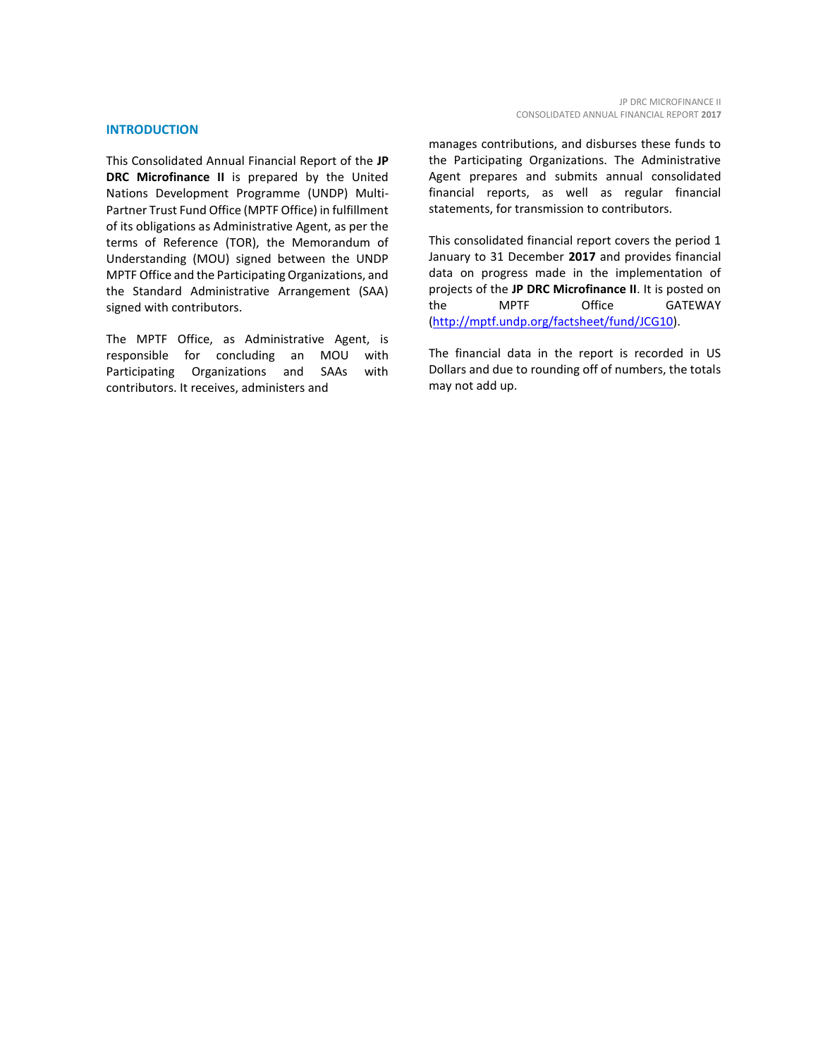## INTRODUCTION

This Consolidated Annual Financial Report of the **JP DRC Microfinance II** is prepared by the United Nations Development Programme (UNDP) Multi-Partner Trust Fund Office (MPTF Office) in fulfillment of its obligations as Administrative Agent, as per the terms of Reference (TOR), the Memorandum of Understanding (MOU) signed between the UNDP MPTF Office and the Participating Organizations, and the Standard Administrative Arrangement (SAA) signed with contributors.

The MPTF Office, as Administrative Agent, is responsible for concluding an MOU with Participating Organizations and SAAs with contributors. It receives, administers and manages contributions, and disburses these funds to the Participating Organizations. The Administrative Agent prepares and submits annual consolidated financial reports, as well as regular financial statements, for transmission to contributors.

This consolidated financial report covers the period 1 January to 31 December **2017** and provides financial data on progress made in the implementation of projects of the **JP DRC Microfinance II**. It is posted on the MPTF Office GATEWAY (http://mptf.undp.org/factsheet/fund/JCG10).

The financial data in the report is recorded in US Dollars and due to rounding off of numbers, the totals may not add up.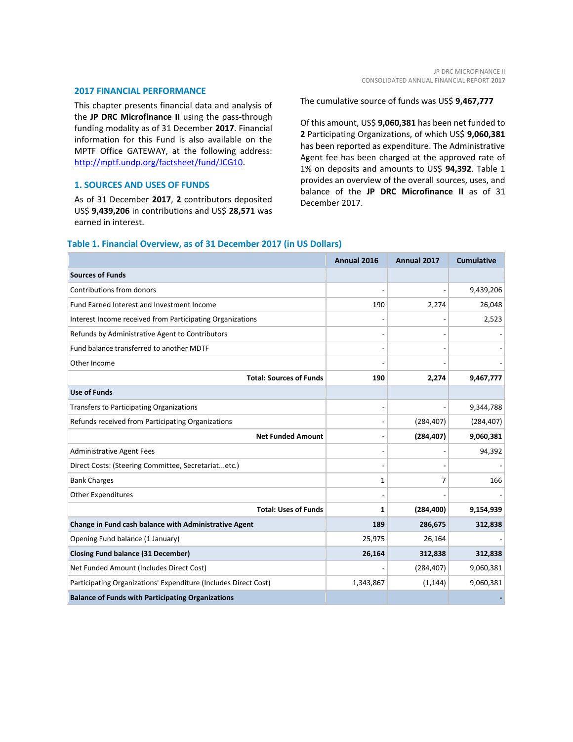## 2017 FINANCIAL PERFORMANCE

This chapter presents financial data and analysis of the **JP DRC Microfinance II** using the pass-through funding modality as of 31 December **2017**. Financial information for this Fund is also available on the MPTF Office GATEWAY, at the following address: [http://mptf.undp.org/factsheet/fund/JCG10](http://mptf.undp.org/factsheet/fund/JCG10).

### 1. SOURCES AND USES OF FUNDS

As of 31 December **2017**, **2** contributors deposited US$ **9,439,206** in contributions and US$ **28,571** was earned in interest.

The cumulative source of funds was US$ **9,467,777**

Of this amount, US$ **9,060,381** has been net funded to **2** Participating Organizations, of which US$ **9,060,381** has been reported as expenditure. The Administrative Agent fee has been charged at the approved rate of 1% on deposits and amounts to US$ **94,392**. Table 1 provides an overview of the overall sources, uses, and balance of the **JP DRC Microfinance II** as of 31 December 2017.

**Table 1. Financial Overview, as of 31 December 2017 (in US Dollars)**

| | Annual 2016 | Annual 2017 | Cumulative |
|---|---|---|---|
| **Sources of Funds** | | | |
| Contributions from donors | - | - | 9,439,206 |
| Fund Earned Interest and Investment Income | 190 | 2,274 | 26,048 |
| Interest Income received from Participating Organizations | - | - | 2,523 |
| Refunds by Administrative Agent to Contributors | - | - | - |
| Fund balance transferred to another MDTF | - | - | - |
| Other Income | - | - | - |
| **Total: Sources of Funds** | **190** | **2,274** | **9,467,777** |
| **Use of Funds** | | | |
| Transfers to Participating Organizations | - | - | 9,344,788 |
| Refunds received from Participating Organizations | - | (284,407) | (284,407) |
| **Net Funded Amount** | **-** | **(284,407)** | **9,060,381** |
| Administrative Agent Fees | - | - | 94,392 |
| Direct Costs: (Steering Committee, Secretariat...etc.) | - | - | - |
| Bank Charges | 1 | 7 | 166 |
| Other Expenditures | - | - | - |
| **Total: Uses of Funds** | **1** | **(284,400)** | **9,154,939** |
| **Change in Fund cash balance with Administrative Agent** | **189** | **286,675** | **312,838** |
| Opening Fund balance (1 January) | 25,975 | 26,164 | - |
| **Closing Fund balance (31 December)** | **26,164** | **312,838** | **312,838** |
| Net Funded Amount (Includes Direct Cost) | - | (284,407) | 9,060,381 |
| Participating Organizations' Expenditure (Includes Direct Cost) | 1,343,867 | (1,144) | 9,060,381 |
| **Balance of Funds with Participating Organizations** | | | **-** |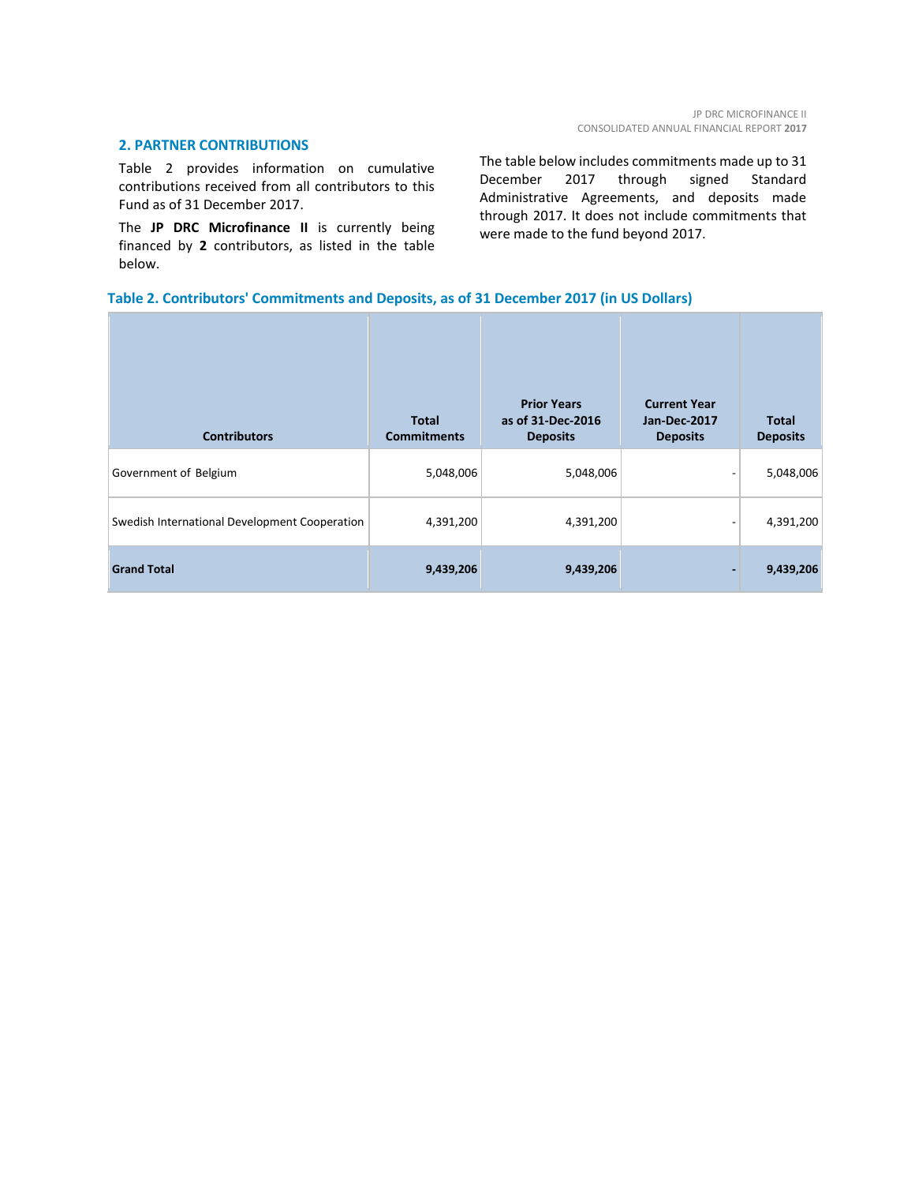## 2. PARTNER CONTRIBUTIONS

Table 2 provides information on cumulative contributions received from all contributors to this Fund as of 31 December 2017.

The **JP DRC Microfinance II** is currently being financed by **2** contributors, as listed in the table below.

The table below includes commitments made up to 31 December 2017 through signed Standard Administrative Agreements, and deposits made through 2017. It does not include commitments that were made to the fund beyond 2017.

**Table 2. Contributors' Commitments and Deposits, as of 31 December 2017 (in US Dollars)**

| Contributors | Total Commitments | Prior Years as of 31-Dec-2016 Deposits | Current Year Jan-Dec-2017 Deposits | Total Deposits |
|---|---|---|---|---|
| Government of Belgium | 5,048,006 | 5,048,006 | - | 5,048,006 |
| Swedish International Development Cooperation | 4,391,200 | 4,391,200 | - | 4,391,200 |
| **Grand Total** | **9,439,206** | **9,439,206** | **-** | **9,439,206** |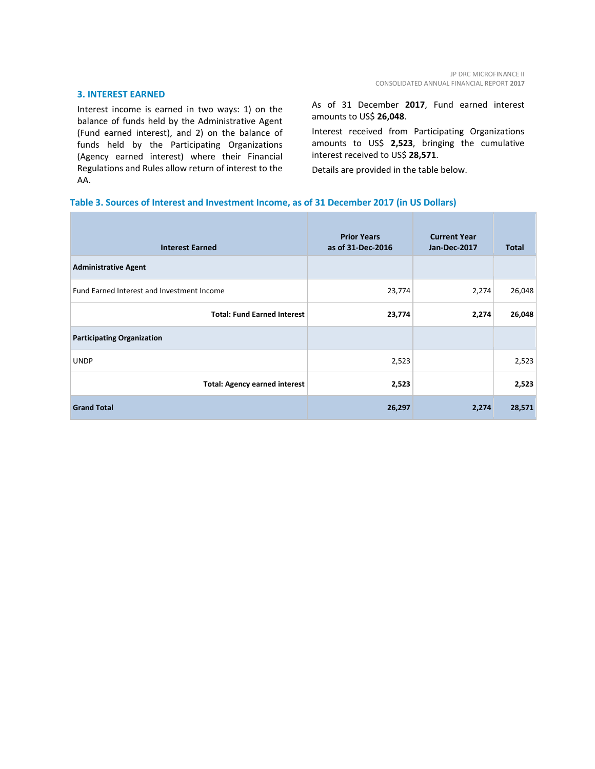## 3. INTEREST EARNED

Interest income is earned in two ways: 1) on the balance of funds held by the Administrative Agent (Fund earned interest), and 2) on the balance of funds held by the Participating Organizations (Agency earned interest) where their Financial Regulations and Rules allow return of interest to the AA.

As of 31 December **2017**, Fund earned interest amounts to US$ **26,048**.

Interest received from Participating Organizations amounts to US$ **2,523**, bringing the cumulative interest received to US$ **28,571**.

Details are provided in the table below.

**Table 3. Sources of Interest and Investment Income, as of 31 December 2017 (in US Dollars)**

| Interest Earned | Prior Years as of 31-Dec-2016 | Current Year Jan-Dec-2017 | Total |
|---|---|---|---|
| **Administrative Agent** | | | |
| Fund Earned Interest and Investment Income | 23,774 | 2,274 | 26,048 |
| **Total: Fund Earned Interest** | **23,774** | **2,274** | **26,048** |
| **Participating Organization** | | | |
| UNDP | 2,523 | | 2,523 |
| **Total: Agency earned interest** | **2,523** | | **2,523** |
| **Grand Total** | **26,297** | **2,274** | **28,571** |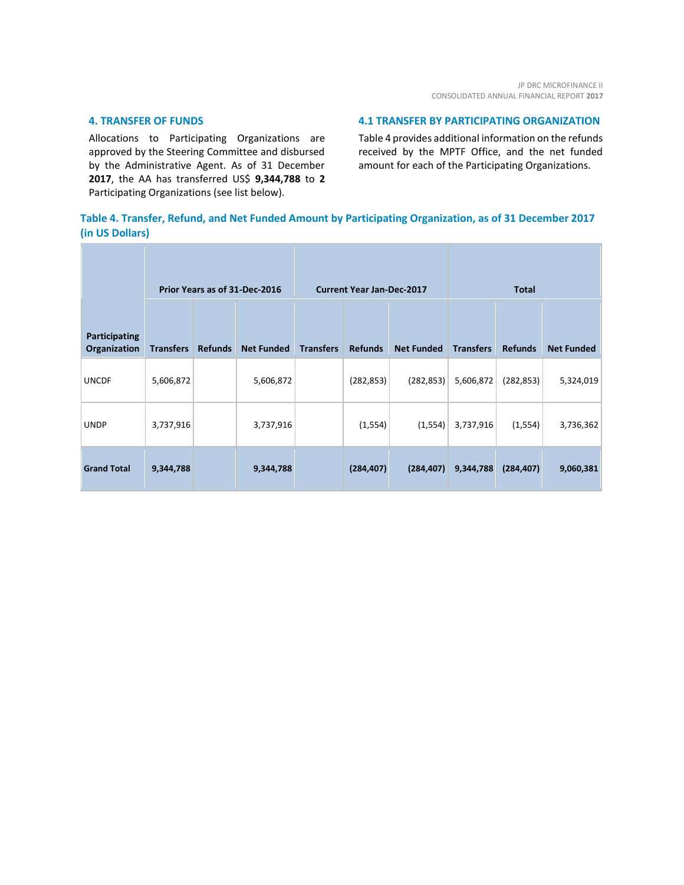## 4. TRANSFER OF FUNDS

Allocations to Participating Organizations are approved by the Steering Committee and disbursed by the Administrative Agent. As of 31 December **2017**, the AA has transferred US$ **9,344,788** to **2** Participating Organizations (see list below).

## 4.1 TRANSFER BY PARTICIPATING ORGANIZATION

Table 4 provides additional information on the refunds received by the MPTF Office, and the net funded amount for each of the Participating Organizations.

**Table 4. Transfer, Refund, and Net Funded Amount by Participating Organization, as of 31 December 2017 (in US Dollars)**

| | Prior Years as of 31-Dec-2016 | | | Current Year Jan-Dec-2017 | | | Total | | |
|---|---|---|---|---|---|---|---|---|---|
| **Participating Organization** | **Transfers** | **Refunds** | **Net Funded** | **Transfers** | **Refunds** | **Net Funded** | **Transfers** | **Refunds** | **Net Funded** |
| UNCDF | 5,606,872 | | 5,606,872 | | (282,853) | (282,853) | 5,606,872 | (282,853) | 5,324,019 |
| UNDP | 3,737,916 | | 3,737,916 | | (1,554) | (1,554) | 3,737,916 | (1,554) | 3,736,362 |
| **Grand Total** | **9,344,788** | | **9,344,788** | | **(284,407)** | **(284,407)** | **9,344,788** | **(284,407)** | **9,060,381** |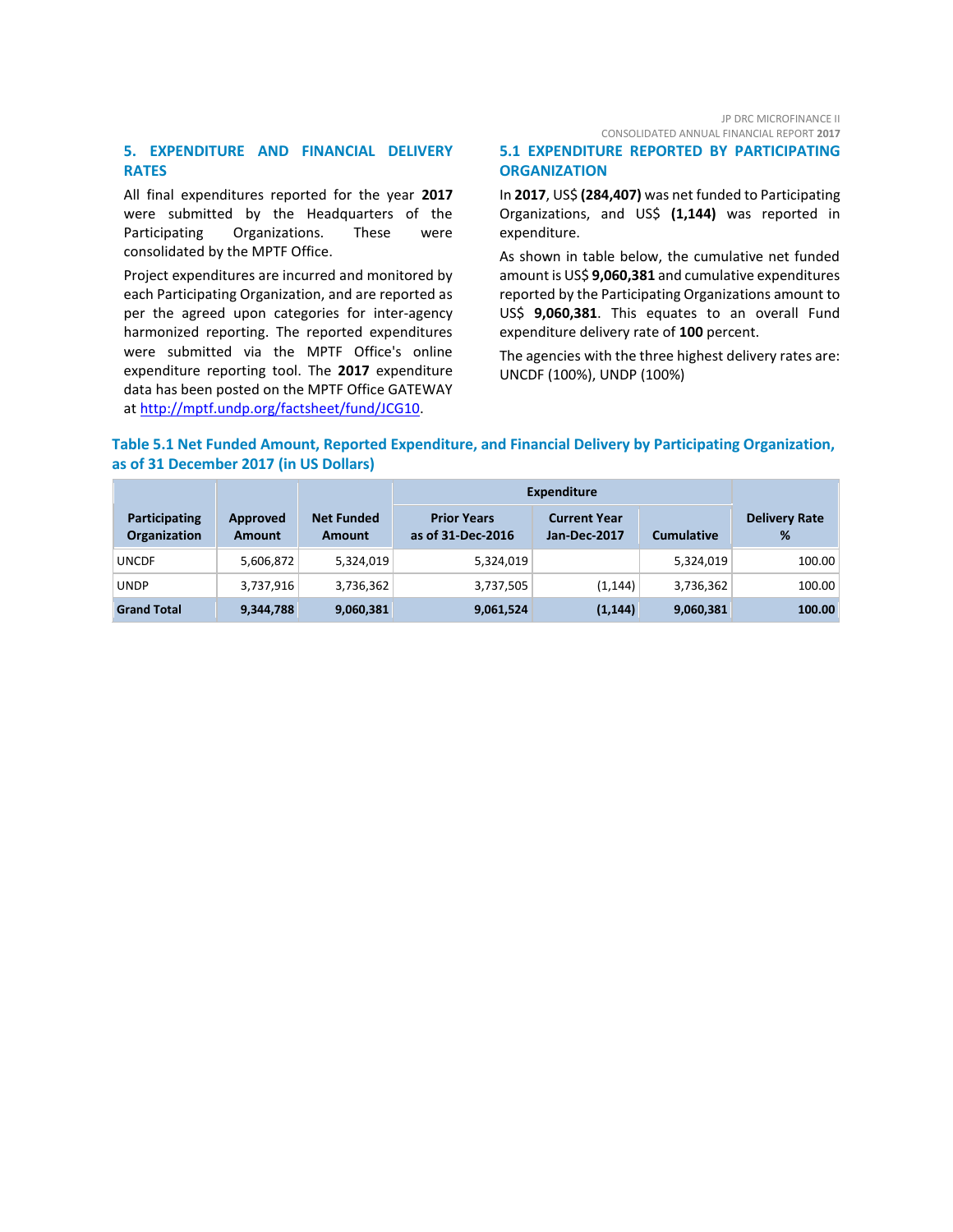## 5. EXPENDITURE AND FINANCIAL DELIVERY RATES

All final expenditures reported for the year **2017** were submitted by the Headquarters of the Participating Organizations. These were consolidated by the MPTF Office.

Project expenditures are incurred and monitored by each Participating Organization, and are reported as per the agreed upon categories for inter-agency harmonized reporting. The reported expenditures were submitted via the MPTF Office's online expenditure reporting tool. The **2017** expenditure data has been posted on the MPTF Office GATEWAY at http://mptf.undp.org/factsheet/fund/JCG10.

### 5.1 EXPENDITURE REPORTED BY PARTICIPATING ORGANIZATION

In **2017**, US$ **(284,407)** was net funded to Participating Organizations, and US$ **(1,144)** was reported in expenditure.

As shown in table below, the cumulative net funded amount is US$ **9,060,381** and cumulative expenditures reported by the Participating Organizations amount to US$ **9,060,381**. This equates to an overall Fund expenditure delivery rate of **100** percent.

The agencies with the three highest delivery rates are: UNCDF (100%), UNDP (100%)

**Table 5.1 Net Funded Amount, Reported Expenditure, and Financial Delivery by Participating Organization, as of 31 December 2017 (in US Dollars)**

| Participating Organization | Approved Amount | Net Funded Amount | Expenditure | | | Delivery Rate % |
|---|---|---|---|---|---|---|
| | | | Prior Years as of 31-Dec-2016 | Current Year Jan-Dec-2017 | Cumulative | |
| UNCDF | 5,606,872 | 5,324,019 | 5,324,019 | | 5,324,019 | 100.00 |
| UNDP | 3,737,916 | 3,736,362 | 3,737,505 | (1,144) | 3,736,362 | 100.00 |
| **Grand Total** | **9,344,788** | **9,060,381** | **9,061,524** | **(1,144)** | **9,060,381** | **100.00** |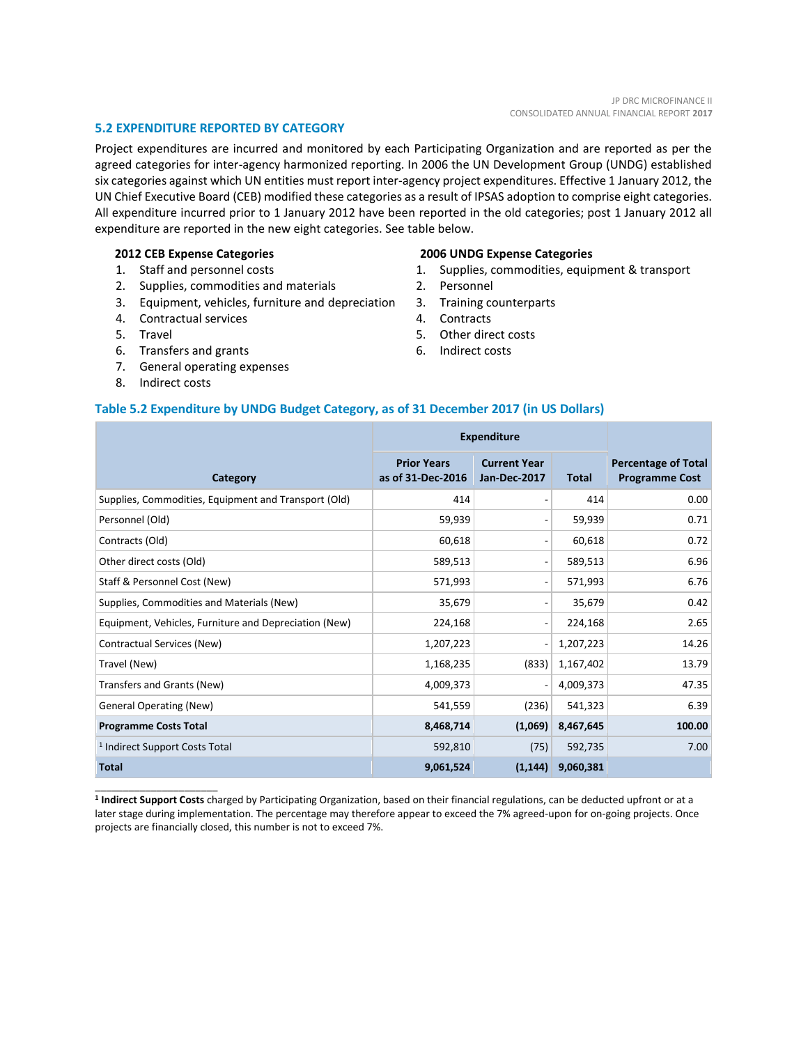## 5.2 EXPENDITURE REPORTED BY CATEGORY

Project expenditures are incurred and monitored by each Participating Organization and are reported as per the agreed categories for inter-agency harmonized reporting. In 2006 the UN Development Group (UNDG) established six categories against which UN entities must report inter-agency project expenditures. Effective 1 January 2012, the UN Chief Executive Board (CEB) modified these categories as a result of IPSAS adoption to comprise eight categories. All expenditure incurred prior to 1 January 2012 have been reported in the old categories; post 1 January 2012 all expenditure are reported in the new eight categories. See table below.

**2012 CEB Expense Categories**

1. Staff and personnel costs
2. Supplies, commodities and materials
3. Equipment, vehicles, furniture and depreciation
4. Contractual services
5. Travel
6. Transfers and grants
7. General operating expenses
8. Indirect costs

**2006 UNDG Expense Categories**

1. Supplies, commodities, equipment & transport
2. Personnel
3. Training counterparts
4. Contracts
5. Other direct costs
6. Indirect costs

### Table 5.2 Expenditure by UNDG Budget Category, as of 31 December 2017 (in US Dollars)

| Category | Expenditure | | | Percentage of Total Programme Cost |
|---|---|---|---|---|
| | Prior Years as of 31-Dec-2016 | Current Year Jan-Dec-2017 | Total | |
| Supplies, Commodities, Equipment and Transport (Old) | 414 | - | 414 | 0.00 |
| Personnel (Old) | 59,939 | - | 59,939 | 0.71 |
| Contracts (Old) | 60,618 | - | 60,618 | 0.72 |
| Other direct costs (Old) | 589,513 | - | 589,513 | 6.96 |
| Staff & Personnel Cost (New) | 571,993 | - | 571,993 | 6.76 |
| Supplies, Commodities and Materials (New) | 35,679 | - | 35,679 | 0.42 |
| Equipment, Vehicles, Furniture and Depreciation (New) | 224,168 | - | 224,168 | 2.65 |
| Contractual Services (New) | 1,207,223 | - | 1,207,223 | 14.26 |
| Travel (New) | 1,168,235 | (833) | 1,167,402 | 13.79 |
| Transfers and Grants (New) | 4,009,373 | - | 4,009,373 | 47.35 |
| General Operating (New) | 541,559 | (236) | 541,323 | 6.39 |
| **Programme Costs Total** | **8,468,714** | **(1,069)** | **8,467,645** | **100.00** |
| [1] Indirect Support Costs Total | 592,810 | (75) | 592,735 | 7.00 |
| **Total** | **9,061,524** | **(1,144)** | **9,060,381** | |

[1] **Indirect Support Costs** charged by Participating Organization, based on their financial regulations, can be deducted upfront or at a later stage during implementation. The percentage may therefore appear to exceed the 7% agreed-upon for on-going projects. Once projects are financially closed, this number is not to exceed 7%.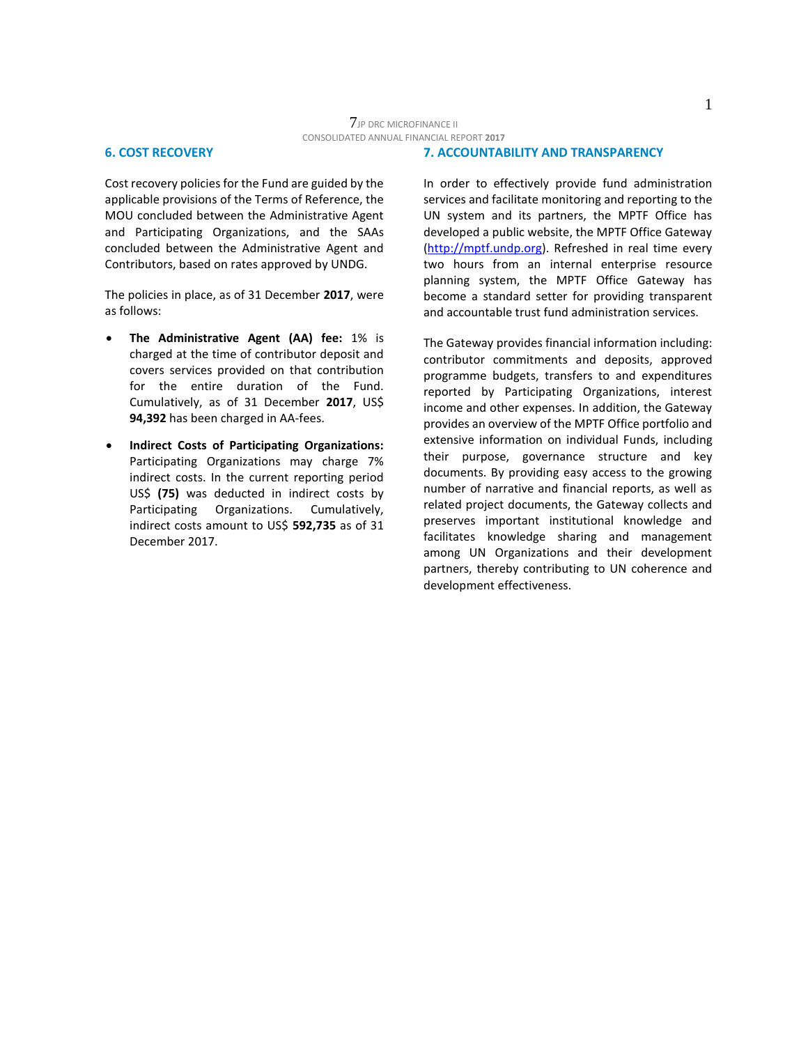## 6. COST RECOVERY

Cost recovery policies for the Fund are guided by the applicable provisions of the Terms of Reference, the MOU concluded between the Administrative Agent and Participating Organizations, and the SAAs concluded between the Administrative Agent and Contributors, based on rates approved by UNDG.

The policies in place, as of 31 December **2017**, were as follows:

- **The Administrative Agent (AA) fee:** 1% is charged at the time of contributor deposit and covers services provided on that contribution for the entire duration of the Fund. Cumulatively, as of 31 December **2017**, US$ **94,392** has been charged in AA-fees.
- **Indirect Costs of Participating Organizations:** Participating Organizations may charge 7% indirect costs. In the current reporting period US$ **(75)** was deducted in indirect costs by Participating Organizations. Cumulatively, indirect costs amount to US$ **592,735** as of 31 December 2017.

## 7. ACCOUNTABILITY AND TRANSPARENCY

In order to effectively provide fund administration services and facilitate monitoring and reporting to the UN system and its partners, the MPTF Office has developed a public website, the MPTF Office Gateway (http://mptf.undp.org). Refreshed in real time every two hours from an internal enterprise resource planning system, the MPTF Office Gateway has become a standard setter for providing transparent and accountable trust fund administration services.

The Gateway provides financial information including: contributor commitments and deposits, approved programme budgets, transfers to and expenditures reported by Participating Organizations, interest income and other expenses. In addition, the Gateway provides an overview of the MPTF Office portfolio and extensive information on individual Funds, including their purpose, governance structure and key documents. By providing easy access to the growing number of narrative and financial reports, as well as related project documents, the Gateway collects and preserves important institutional knowledge and facilitates knowledge sharing and management among UN Organizations and their development partners, thereby contributing to UN coherence and development effectiveness.